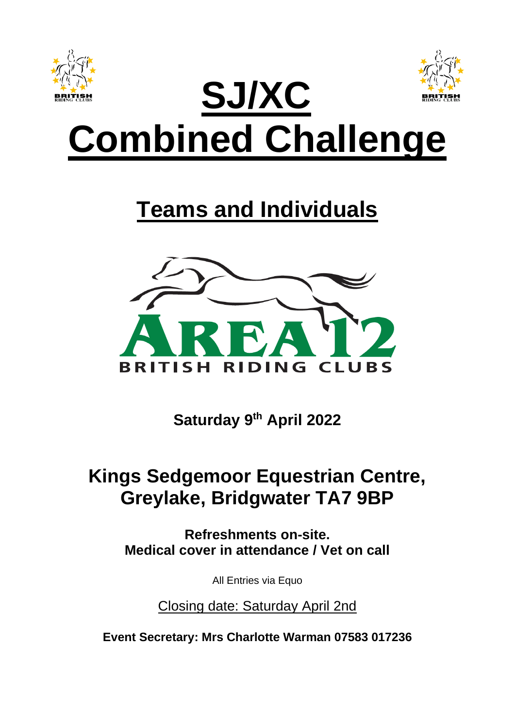# SJ/XC Combined Challenge

## Teams and Individuals

AREA 12
BRITISH RIDING CLUBS

**Saturday 9th April 2022**

## Kings Sedgemoor Equestrian Centre, Greylake, Bridgwater TA7 9BP

**Refreshments on-site.**
**Medical cover in attendance / Vet on call**

All Entries via Equo

Closing date: Saturday April 2nd

**Event Secretary: Mrs Charlotte Warman 07583 017236**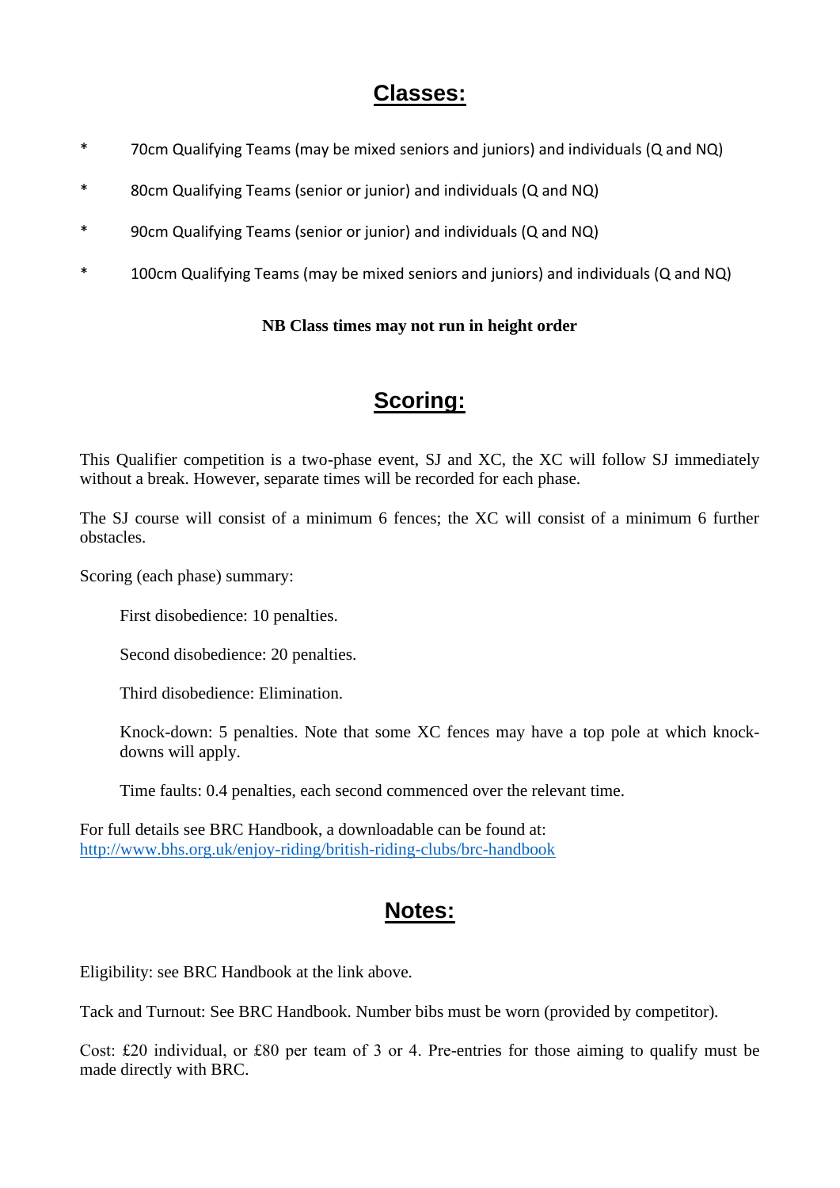## Classes:

* 70cm Qualifying Teams (may be mixed seniors and juniors) and individuals (Q and NQ)
* 80cm Qualifying Teams (senior or junior) and individuals (Q and NQ)
* 90cm Qualifying Teams (senior or junior) and individuals (Q and NQ)
* 100cm Qualifying Teams (may be mixed seniors and juniors) and individuals (Q and NQ)

**NB Class times may not run in height order**

## Scoring:

This Qualifier competition is a two-phase event, SJ and XC, the XC will follow SJ immediately without a break. However, separate times will be recorded for each phase.

The SJ course will consist of a minimum 6 fences; the XC will consist of a minimum 6 further obstacles.

Scoring (each phase) summary:

First disobedience: 10 penalties.

Second disobedience: 20 penalties.

Third disobedience: Elimination.

Knock-down: 5 penalties. Note that some XC fences may have a top pole at which knock-downs will apply.

Time faults: 0.4 penalties, each second commenced over the relevant time.

For full details see BRC Handbook, a downloadable can be found at:
[http://www.bhs.org.uk/enjoy-riding/british-riding-clubs/brc-handbook](http://www.bhs.org.uk/enjoy-riding/british-riding-clubs/brc-handbook)

## Notes:

Eligibility: see BRC Handbook at the link above.

Tack and Turnout: See BRC Handbook. Number bibs must be worn (provided by competitor).

Cost: £20 individual, or £80 per team of 3 or 4. Pre-entries for those aiming to qualify must be made directly with BRC.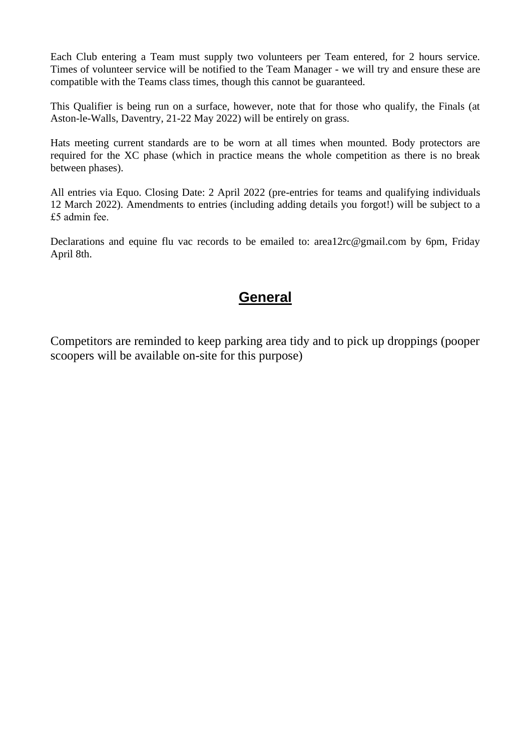Each Club entering a Team must supply two volunteers per Team entered, for 2 hours service. Times of volunteer service will be notified to the Team Manager - we will try and ensure these are compatible with the Teams class times, though this cannot be guaranteed.

This Qualifier is being run on a surface, however, note that for those who qualify, the Finals (at Aston-le-Walls, Daventry, 21-22 May 2022) will be entirely on grass.

Hats meeting current standards are to be worn at all times when mounted. Body protectors are required for the XC phase (which in practice means the whole competition as there is no break between phases).

All entries via Equo. Closing Date: 2 April 2022 (pre-entries for teams and qualifying individuals 12 March 2022). Amendments to entries (including adding details you forgot!) will be subject to a £5 admin fee.

Declarations and equine flu vac records to be emailed to: area12rc@gmail.com by 6pm, Friday April 8th.

## General

Competitors are reminded to keep parking area tidy and to pick up droppings (pooper scoopers will be available on-site for this purpose)